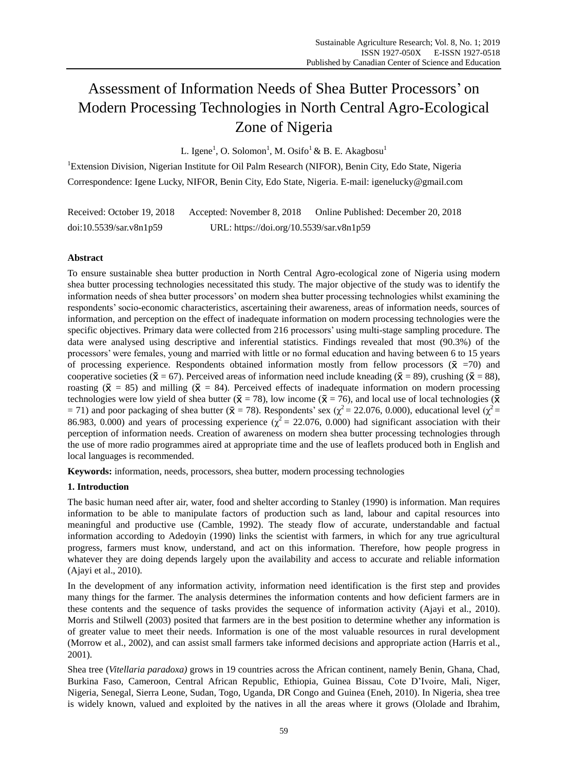# Assessment of Information Needs of Shea Butter Processors' on Modern Processing Technologies in North Central Agro-Ecological Zone of Nigeria

L. Igene[1], O. Solomon[1], M. Osifo[1] & B. E. Akagbosu[1]

[1]Extension Division, Nigerian Institute for Oil Palm Research (NIFOR), Benin City, Edo State, Nigeria

Correspondence: Igene Lucky, NIFOR, Benin City, Edo State, Nigeria. E-mail: igenelucky@gmail.com

Received: October 19, 2018 Accepted: November 8, 2018 Online Published: December 20, 2018

doi:10.5539/sar.v8n1p59 URL: https://doi.org/10.5539/sar.v8n1p59

## Abstract

To ensure sustainable shea butter production in North Central Agro-ecological zone of Nigeria using modern shea butter processing technologies necessitated this study. The major objective of the study was to identify the information needs of shea butter processors' on modern shea butter processing technologies whilst examining the respondents' socio-economic characteristics, ascertaining their awareness, areas of information needs, sources of information, and perception on the effect of inadequate information on modern processing technologies were the specific objectives. Primary data were collected from 216 processors' using multi-stage sampling procedure. The data were analysed using descriptive and inferential statistics. Findings revealed that most (90.3%) of the processors' were females, young and married with little or no formal education and having between 6 to 15 years of processing experience. Respondents obtained information mostly from fellow processors ($\bar{x}$ =70) and cooperative societies ($\bar{x}$ = 67). Perceived areas of information need include kneading ($\bar{x}$ = 89), crushing ($\bar{x}$ = 88), roasting ($\bar{x}$ = 85) and milling ($\bar{x}$ = 84). Perceived effects of inadequate information on modern processing technologies were low yield of shea butter ($\bar{x}$ = 78), low income ($\bar{x}$ = 76), and local use of local technologies ($\bar{x}$ = 71) and poor packaging of shea butter ($\bar{x}$ = 78). Respondents' sex ($\chi^2$ = 22.076, 0.000), educational level ($\chi^2$ = 86.983, 0.000) and years of processing experience ($\chi^2$ = 22.076, 0.000) had significant association with their perception of information needs. Creation of awareness on modern shea butter processing technologies through the use of more radio programmes aired at appropriate time and the use of leaflets produced both in English and local languages is recommended.

**Keywords:** information, needs, processors, shea butter, modern processing technologies

## 1. Introduction

The basic human need after air, water, food and shelter according to Stanley (1990) is information. Man requires information to be able to manipulate factors of production such as land, labour and capital resources into meaningful and productive use (Camble, 1992). The steady flow of accurate, understandable and factual information according to Adedoyin (1990) links the scientist with farmers, in which for any true agricultural progress, farmers must know, understand, and act on this information. Therefore, how people progress in whatever they are doing depends largely upon the availability and access to accurate and reliable information (Ajayi et al., 2010).

In the development of any information activity, information need identification is the first step and provides many things for the farmer. The analysis determines the information contents and how deficient farmers are in these contents and the sequence of tasks provides the sequence of information activity (Ajayi et al., 2010). Morris and Stilwell (2003) posited that farmers are in the best position to determine whether any information is of greater value to meet their needs. Information is one of the most valuable resources in rural development (Morrow et al., 2002), and can assist small farmers take informed decisions and appropriate action (Harris et al., 2001).

Shea tree (*Vitellaria paradoxa)* grows in 19 countries across the African continent, namely Benin, Ghana, Chad, Burkina Faso, Cameroon, Central African Republic, Ethiopia, Guinea Bissau, Cote D'Ivoire, Mali, Niger, Nigeria, Senegal, Sierra Leone, Sudan, Togo, Uganda, DR Congo and Guinea (Eneh, 2010). In Nigeria, shea tree is widely known, valued and exploited by the natives in all the areas where it grows (Ololade and Ibrahim,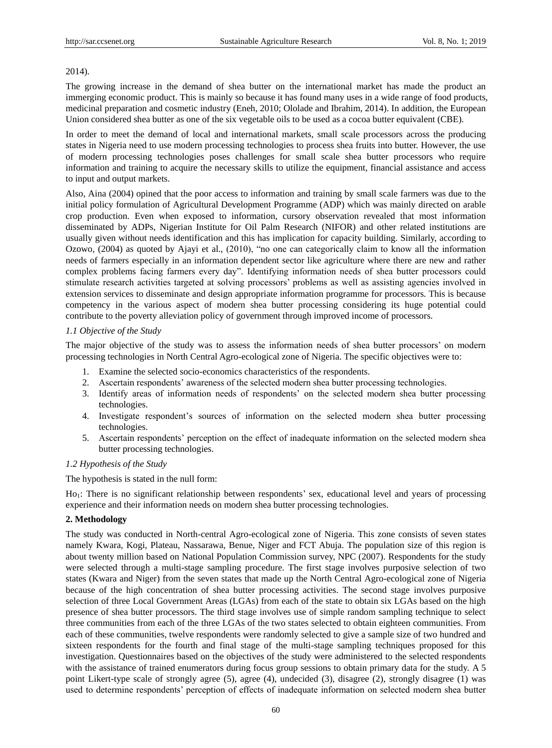2014).

The growing increase in the demand of shea butter on the international market has made the product an immerging economic product. This is mainly so because it has found many uses in a wide range of food products, medicinal preparation and cosmetic industry (Eneh, 2010; Ololade and Ibrahim, 2014). In addition, the European Union considered shea butter as one of the six vegetable oils to be used as a cocoa butter equivalent (CBE).

In order to meet the demand of local and international markets, small scale processors across the producing states in Nigeria need to use modern processing technologies to process shea fruits into butter. However, the use of modern processing technologies poses challenges for small scale shea butter processors who require information and training to acquire the necessary skills to utilize the equipment, financial assistance and access to input and output markets.

Also, Aina (2004) opined that the poor access to information and training by small scale farmers was due to the initial policy formulation of Agricultural Development Programme (ADP) which was mainly directed on arable crop production. Even when exposed to information, cursory observation revealed that most information disseminated by ADPs, Nigerian Institute for Oil Palm Research (NIFOR) and other related institutions are usually given without needs identification and this has implication for capacity building. Similarly, according to Ozowo, (2004) as quoted by Ajayi et al., (2010), "no one can categorically claim to know all the information needs of farmers especially in an information dependent sector like agriculture where there are new and rather complex problems facing farmers every day". Identifying information needs of shea butter processors could stimulate research activities targeted at solving processors' problems as well as assisting agencies involved in extension services to disseminate and design appropriate information programme for processors. This is because competency in the various aspect of modern shea butter processing considering its huge potential could contribute to the poverty alleviation policy of government through improved income of processors.

### *1.1 Objective of the Study*

The major objective of the study was to assess the information needs of shea butter processors' on modern processing technologies in North Central Agro-ecological zone of Nigeria. The specific objectives were to:

1. Examine the selected socio-economics characteristics of the respondents.
2. Ascertain respondents' awareness of the selected modern shea butter processing technologies.
3. Identify areas of information needs of respondents' on the selected modern shea butter processing technologies.
4. Investigate respondent's sources of information on the selected modern shea butter processing technologies.
5. Ascertain respondents' perception on the effect of inadequate information on the selected modern shea butter processing technologies.

### *1.2 Hypothesis of the Study*

The hypothesis is stated in the null form:

$Ho_1$: There is no significant relationship between respondents' sex, educational level and years of processing experience and their information needs on modern shea butter processing technologies.

## **2. Methodology**

The study was conducted in North-central Agro-ecological zone of Nigeria. This zone consists of seven states namely Kwara, Kogi, Plateau, Nassarawa, Benue, Niger and FCT Abuja. The population size of this region is about twenty million based on National Population Commission survey, NPC (2007). Respondents for the study were selected through a multi-stage sampling procedure. The first stage involves purposive selection of two states (Kwara and Niger) from the seven states that made up the North Central Agro-ecological zone of Nigeria because of the high concentration of shea butter processing activities. The second stage involves purposive selection of three Local Government Areas (LGAs) from each of the state to obtain six LGAs based on the high presence of shea butter processors. The third stage involves use of simple random sampling technique to select three communities from each of the three LGAs of the two states selected to obtain eighteen communities. From each of these communities, twelve respondents were randomly selected to give a sample size of two hundred and sixteen respondents for the fourth and final stage of the multi-stage sampling techniques proposed for this investigation. Questionnaires based on the objectives of the study were administered to the selected respondents with the assistance of trained enumerators during focus group sessions to obtain primary data for the study. A 5 point Likert-type scale of strongly agree (5), agree (4), undecided (3), disagree (2), strongly disagree (1) was used to determine respondents' perception of effects of inadequate information on selected modern shea butter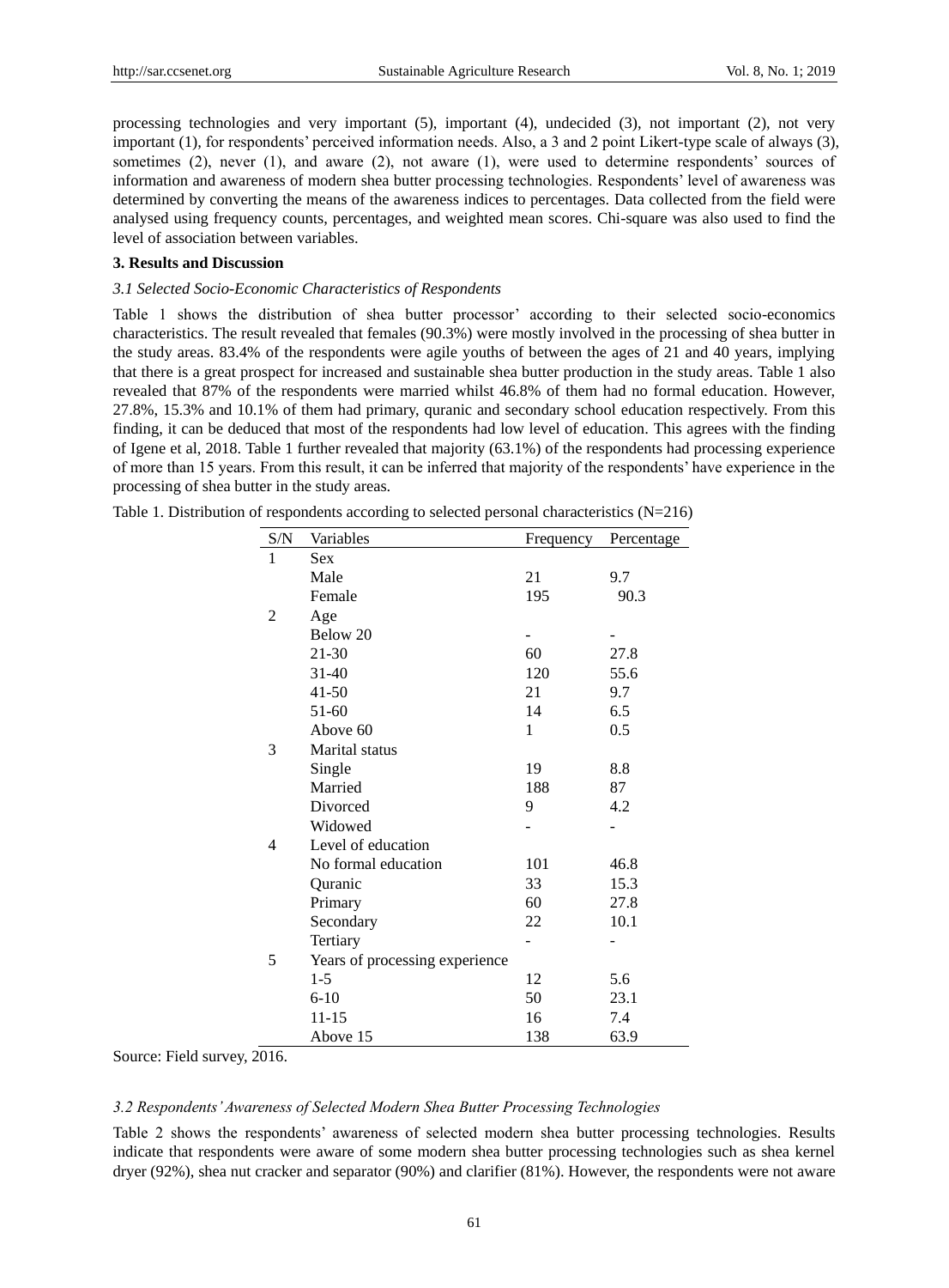processing technologies and very important (5), important (4), undecided (3), not important (2), not very important (1), for respondents' perceived information needs. Also, a 3 and 2 point Likert-type scale of always (3), sometimes (2), never (1), and aware (2), not aware (1), were used to determine respondents' sources of information and awareness of modern shea butter processing technologies. Respondents' level of awareness was determined by converting the means of the awareness indices to percentages. Data collected from the field were analysed using frequency counts, percentages, and weighted mean scores. Chi-square was also used to find the level of association between variables.

## 3. Results and Discussion

### *3.1 Selected Socio-Economic Characteristics of Respondents*

Table 1 shows the distribution of shea butter processor' according to their selected socio-economics characteristics. The result revealed that females (90.3%) were mostly involved in the processing of shea butter in the study areas. 83.4% of the respondents were agile youths of between the ages of 21 and 40 years, implying that there is a great prospect for increased and sustainable shea butter production in the study areas. Table 1 also revealed that 87% of the respondents were married whilst 46.8% of them had no formal education. However, 27.8%, 15.3% and 10.1% of them had primary, quranic and secondary school education respectively. From this finding, it can be deduced that most of the respondents had low level of education. This agrees with the finding of Igene et al, 2018. Table 1 further revealed that majority (63.1%) of the respondents had processing experience of more than 15 years. From this result, it can be inferred that majority of the respondents' have experience in the processing of shea butter in the study areas.

Table 1. Distribution of respondents according to selected personal characteristics (N=216)

| S/N | Variables | Frequency | Percentage |
|---|---|---|---|
| 1 | Sex | | |
| | Male | 21 | 9.7 |
| | Female | 195 | 90.3 |
| 2 | Age | | |
| | Below 20 | - | - |
| | 21-30 | 60 | 27.8 |
| | 31-40 | 120 | 55.6 |
| | 41-50 | 21 | 9.7 |
| | 51-60 | 14 | 6.5 |
| | Above 60 | 1 | 0.5 |
| 3 | Marital status | | |
| | Single | 19 | 8.8 |
| | Married | 188 | 87 |
| | Divorced | 9 | 4.2 |
| | Widowed | - | - |
| 4 | Level of education | | |
| | No formal education | 101 | 46.8 |
| | Quranic | 33 | 15.3 |
| | Primary | 60 | 27.8 |
| | Secondary | 22 | 10.1 |
| | Tertiary | - | - |
| 5 | Years of processing experience | | |
| | 1-5 | 12 | 5.6 |
| | 6-10 | 50 | 23.1 |
| | 11-15 | 16 | 7.4 |
| | Above 15 | 138 | 63.9 |

Source: Field survey, 2016.

### *3.2 Respondents' Awareness of Selected Modern Shea Butter Processing Technologies*

Table 2 shows the respondents' awareness of selected modern shea butter processing technologies. Results indicate that respondents were aware of some modern shea butter processing technologies such as shea kernel dryer (92%), shea nut cracker and separator (90%) and clarifier (81%). However, the respondents were not aware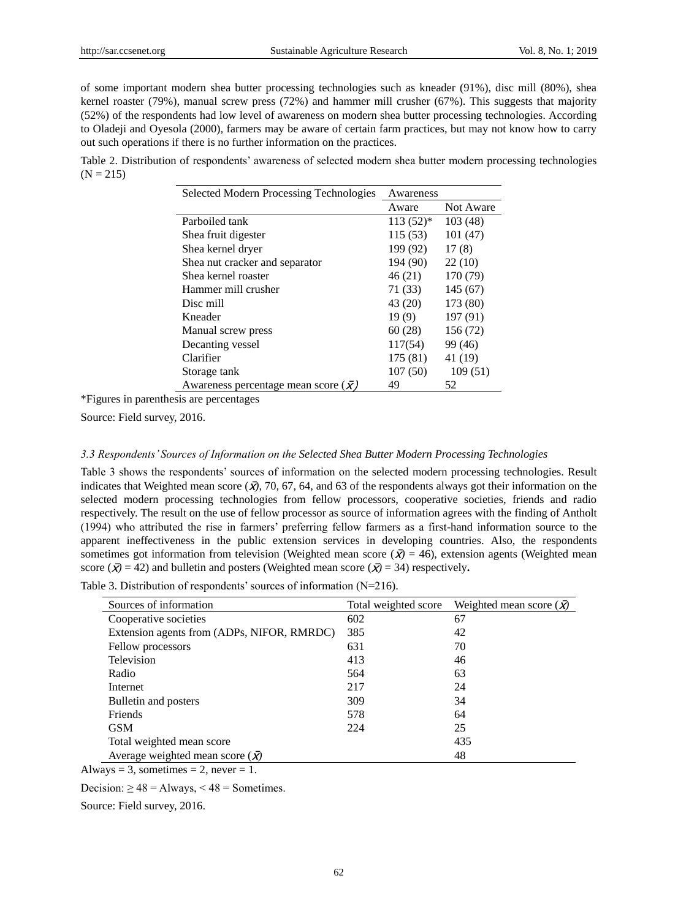of some important modern shea butter processing technologies such as kneader (91%), disc mill (80%), shea kernel roaster (79%), manual screw press (72%) and hammer mill crusher (67%). This suggests that majority (52%) of the respondents had low level of awareness on modern shea butter processing technologies. According to Oladeji and Oyesola (2000), farmers may be aware of certain farm practices, but may not know how to carry out such operations if there is no further information on the practices.

Table 2. Distribution of respondents' awareness of selected modern shea butter modern processing technologies (N = 215)

| Selected Modern Processing Technologies | Awareness | |
|---|---|---|
| | Aware | Not Aware |
| Parboiled tank | 113 (52)* | 103 (48) |
| Shea fruit digester | 115 (53) | 101 (47) |
| Shea kernel dryer | 199 (92) | 17 (8) |
| Shea nut cracker and separator | 194 (90) | 22 (10) |
| Shea kernel roaster | 46 (21) | 170 (79) |
| Hammer mill crusher | 71 (33) | 145 (67) |
| Disc mill | 43 (20) | 173 (80) |
| Kneader | 19 (9) | 197 (91) |
| Manual screw press | 60 (28) | 156 (72) |
| Decanting vessel | 117(54) | 99 (46) |
| Clarifier | 175 (81) | 41 (19) |
| Storage tank | 107 (50) | 109 (51) |
| Awareness percentage mean score ($\bar{x}$) | 49 | 52 |

*Figures in parenthesis are percentages

Source: Field survey, 2016.

### *3.3 Respondents' Sources of Information on the Selected Shea Butter Modern Processing Technologies*

Table 3 shows the respondents' sources of information on the selected modern processing technologies. Result indicates that Weighted mean score ($\bar{x}$), 70, 67, 64, and 63 of the respondents always got their information on the selected modern processing technologies from fellow processors, cooperative societies, friends and radio respectively. The result on the use of fellow processor as source of information agrees with the finding of Antholt (1994) who attributed the rise in farmers' preferring fellow farmers as a first-hand information source to the apparent ineffectiveness in the public extension services in developing countries. Also, the respondents sometimes got information from television (Weighted mean score ($\bar{x}$) = 46), extension agents (Weighted mean score ($\bar{x}$) = 42) and bulletin and posters (Weighted mean score ($\bar{x}$) = 34) respectively.

Table 3. Distribution of respondents' sources of information (N=216).

| Sources of information | Total weighted score | Weighted mean score ($\bar{x}$) |
|---|---|---|
| Cooperative societies | 602 | 67 |
| Extension agents from (ADPs, NIFOR, RMRDC) | 385 | 42 |
| Fellow processors | 631 | 70 |
| Television | 413 | 46 |
| Radio | 564 | 63 |
| Internet | 217 | 24 |
| Bulletin and posters | 309 | 34 |
| Friends | 578 | 64 |
| GSM | 224 | 25 |
| Total weighted mean score | | 435 |
| Average weighted mean score ($\bar{x}$) | | 48 |

Always = 3, sometimes = 2, never = 1.

Decision: ≥ 48 = Always, < 48 = Sometimes.

Source: Field survey, 2016.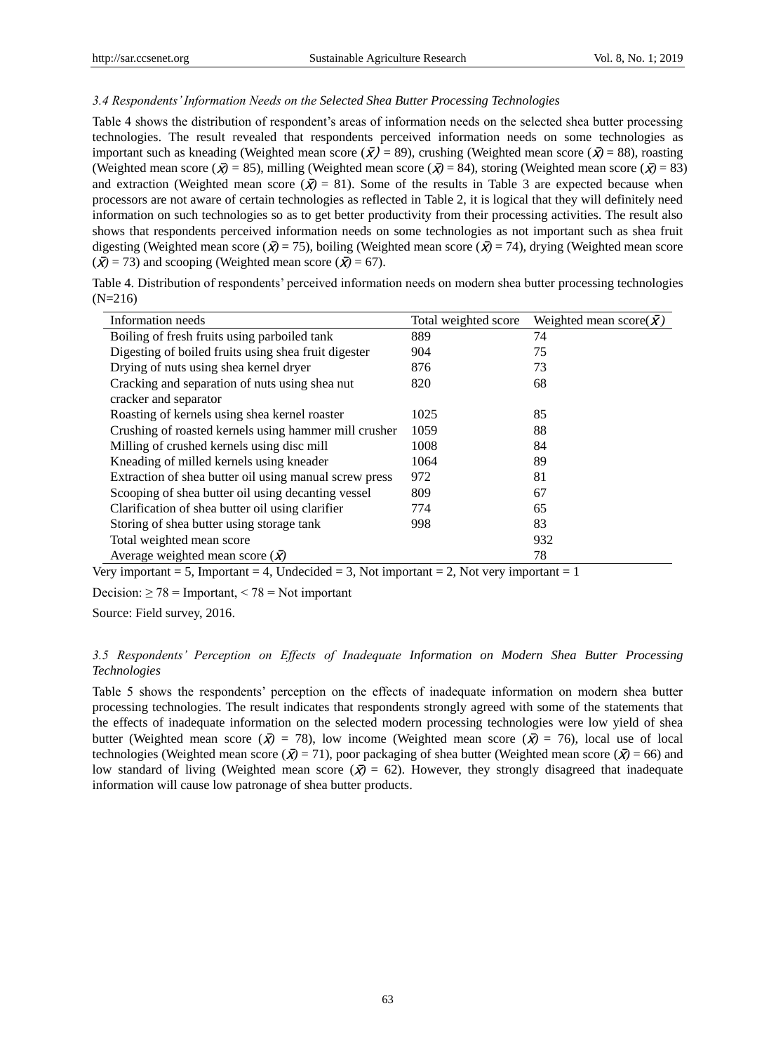### *3.4 Respondents' Information Needs on the Selected Shea Butter Processing Technologies*

Table 4 shows the distribution of respondent's areas of information needs on the selected shea butter processing technologies. The result revealed that respondents perceived information needs on some technologies as important such as kneading (Weighted mean score ($\bar{x}$) = 89), crushing (Weighted mean score ($\bar{x}$) = 88), roasting (Weighted mean score ($\bar{x}$) = 85), milling (Weighted mean score ($\bar{x}$) = 84), storing (Weighted mean score ($\bar{x}$) = 83) and extraction (Weighted mean score ($\bar{x}$) = 81). Some of the results in Table 3 are expected because when processors are not aware of certain technologies as reflected in Table 2, it is logical that they will definitely need information on such technologies so as to get better productivity from their processing activities. The result also shows that respondents perceived information needs on some technologies as not important such as shea fruit digesting (Weighted mean score ($\bar{x}$) = 75), boiling (Weighted mean score ($\bar{x}$) = 74), drying (Weighted mean score ($\bar{x}$) = 73) and scooping (Weighted mean score ($\bar{x}$) = 67).

Table 4. Distribution of respondents' perceived information needs on modern shea butter processing technologies (N=216)

| Information needs | Total weighted score | Weighted mean score($\bar{x}$) |
|---|---|---|
| Boiling of fresh fruits using parboiled tank | 889 | 74 |
| Digesting of boiled fruits using shea fruit digester | 904 | 75 |
| Drying of nuts using shea kernel dryer | 876 | 73 |
| Cracking and separation of nuts using shea nut cracker and separator | 820 | 68 |
| Roasting of kernels using shea kernel roaster | 1025 | 85 |
| Crushing of roasted kernels using hammer mill crusher | 1059 | 88 |
| Milling of crushed kernels using disc mill | 1008 | 84 |
| Kneading of milled kernels using kneader | 1064 | 89 |
| Extraction of shea butter oil using manual screw press | 972 | 81 |
| Scooping of shea butter oil using decanting vessel | 809 | 67 |
| Clarification of shea butter oil using clarifier | 774 | 65 |
| Storing of shea butter using storage tank | 998 | 83 |
| Total weighted mean score | | 932 |
| Average weighted mean score ($\bar{x}$) | | 78 |

Very important = 5, Important = 4, Undecided = 3, Not important = 2, Not very important = 1

Decision: $\geq 78$ = Important, $< 78$ = Not important

Source: Field survey, 2016.

### *3.5 Respondents' Perception on Effects of Inadequate Information on Modern Shea Butter Processing Technologies*

Table 5 shows the respondents' perception on the effects of inadequate information on modern shea butter processing technologies. The result indicates that respondents strongly agreed with some of the statements that the effects of inadequate information on the selected modern processing technologies were low yield of shea butter (Weighted mean score ($\bar{x}$) = 78), low income (Weighted mean score ($\bar{x}$) = 76), local use of local technologies (Weighted mean score ($\bar{x}$) = 71), poor packaging of shea butter (Weighted mean score ($\bar{x}$) = 66) and low standard of living (Weighted mean score ($\bar{x}$) = 62). However, they strongly disagreed that inadequate information will cause low patronage of shea butter products.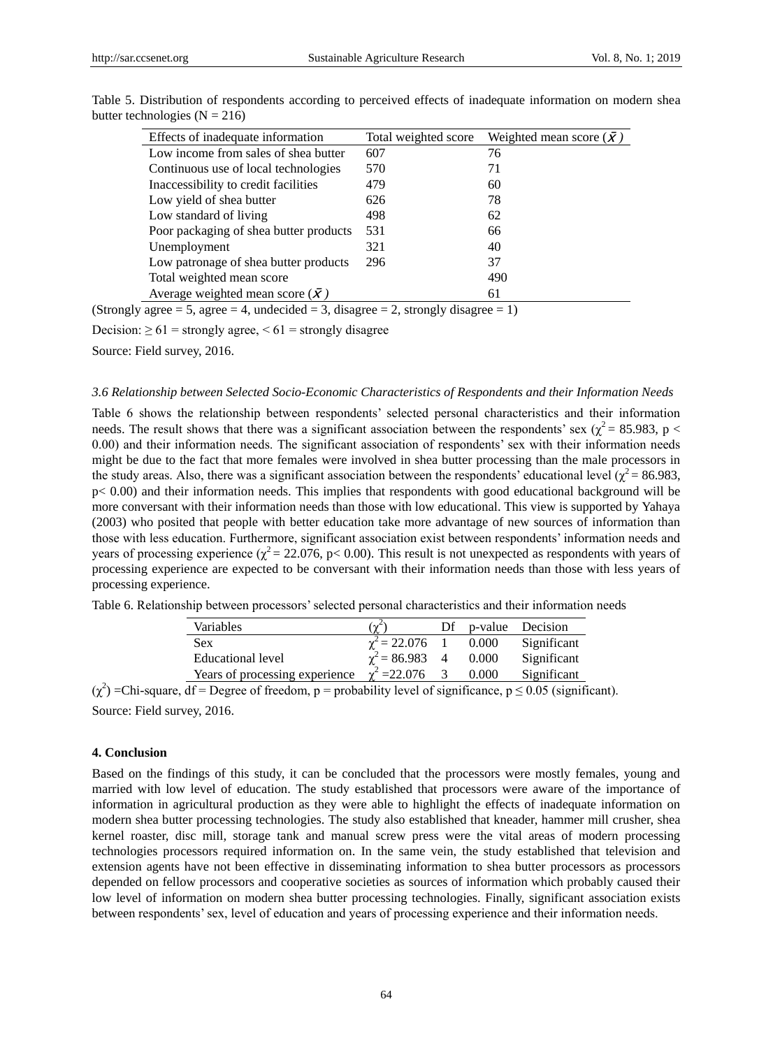Table 5. Distribution of respondents according to perceived effects of inadequate information on modern shea butter technologies (N = 216)

| Effects of inadequate information | Total weighted score | Weighted mean score ($\bar{X}$) |
|---|---|---|
| Low income from sales of shea butter | 607 | 76 |
| Continuous use of local technologies | 570 | 71 |
| Inaccessibility to credit facilities | 479 | 60 |
| Low yield of shea butter | 626 | 78 |
| Low standard of living | 498 | 62 |
| Poor packaging of shea butter products | 531 | 66 |
| Unemployment | 321 | 40 |
| Low patronage of shea butter products | 296 | 37 |
| Total weighted mean score | | 490 |
| Average weighted mean score ($\bar{X}$) | | 61 |

(Strongly agree = 5, agree = 4, undecided = 3, disagree = 2, strongly disagree = 1)

Decision: ≥ 61 = strongly agree, < 61 = strongly disagree

Source: Field survey, 2016.

### *3.6 Relationship between Selected Socio-Economic Characteristics of Respondents and their Information Needs*

Table 6 shows the relationship between respondents' selected personal characteristics and their information needs. The result shows that there was a significant association between the respondents' sex ($\chi^2 = 85.983$, $p < 0.00$) and their information needs. The significant association of respondents' sex with their information needs might be due to the fact that more females were involved in shea butter processing than the male processors in the study areas. Also, there was a significant association between the respondents' educational level ($\chi^2 = 86.983$, $p < 0.00$) and their information needs. This implies that respondents with good educational background will be more conversant with their information needs than those with low educational. This view is supported by Yahaya (2003) who posited that people with better education take more advantage of new sources of information than those with less education. Furthermore, significant association exist between respondents' information needs and years of processing experience ($\chi^2 = 22.076$, $p < 0.00$). This result is not unexpected as respondents with years of processing experience are expected to be conversant with their information needs than those with less years of processing experience.

Table 6. Relationship between processors' selected personal characteristics and their information needs

| Variables | ($\chi^2$) | Df | p-value | Decision |
|---|---|---|---|---|
| Sex | $\chi^2 = 22.076$ | 1 | 0.000 | Significant |
| Educational level | $\chi^2 = 86.983$ | 4 | 0.000 | Significant |
| Years of processing experience | $\chi^2 = 22.076$ | 3 | 0.000 | Significant |

($\chi^2$) =Chi-square, df = Degree of freedom, p = probability level of significance, $p \leq 0.05$ (significant).

Source: Field survey, 2016.

## 4. Conclusion

Based on the findings of this study, it can be concluded that the processors were mostly females, young and married with low level of education. The study established that processors were aware of the importance of information in agricultural production as they were able to highlight the effects of inadequate information on modern shea butter processing technologies. The study also established that kneader, hammer mill crusher, shea kernel roaster, disc mill, storage tank and manual screw press were the vital areas of modern processing technologies processors required information on. In the same vein, the study established that television and extension agents have not been effective in disseminating information to shea butter processors as processors depended on fellow processors and cooperative societies as sources of information which probably caused their low level of information on modern shea butter processing technologies. Finally, significant association exists between respondents' sex, level of education and years of processing experience and their information needs.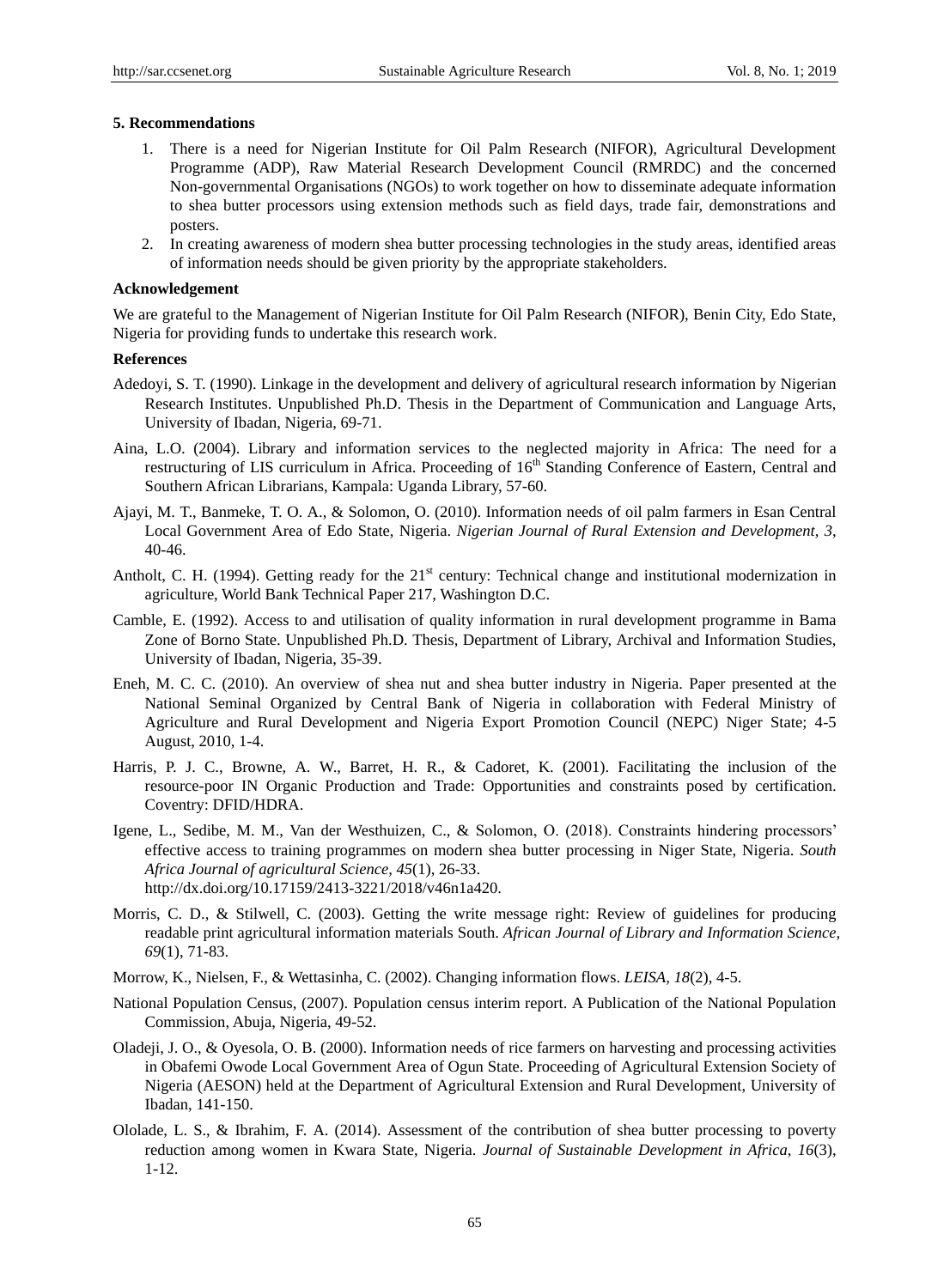## 5. Recommendations

1. There is a need for Nigerian Institute for Oil Palm Research (NIFOR), Agricultural Development Programme (ADP), Raw Material Research Development Council (RMRDC) and the concerned Non-governmental Organisations (NGOs) to work together on how to disseminate adequate information to shea butter processors using extension methods such as field days, trade fair, demonstrations and posters.
2. In creating awareness of modern shea butter processing technologies in the study areas, identified areas of information needs should be given priority by the appropriate stakeholders.

## Acknowledgement

We are grateful to the Management of Nigerian Institute for Oil Palm Research (NIFOR), Benin City, Edo State, Nigeria for providing funds to undertake this research work.

## References

Adedoyi, S. T. (1990). Linkage in the development and delivery of agricultural research information by Nigerian Research Institutes. Unpublished Ph.D. Thesis in the Department of Communication and Language Arts, University of Ibadan, Nigeria, 69-71.

Aina, L.O. (2004). Library and information services to the neglected majority in Africa: The need for a restructuring of LIS curriculum in Africa. Proceeding of 16th Standing Conference of Eastern, Central and Southern African Librarians, Kampala: Uganda Library, 57-60.

Ajayi, M. T., Banmeke, T. O. A., & Solomon, O. (2010). Information needs of oil palm farmers in Esan Central Local Government Area of Edo State, Nigeria. *Nigerian Journal of Rural Extension and Development, 3*, 40-46.

Antholt, C. H. (1994). Getting ready for the 21st century: Technical change and institutional modernization in agriculture, World Bank Technical Paper 217, Washington D.C.

Camble, E. (1992). Access to and utilisation of quality information in rural development programme in Bama Zone of Borno State. Unpublished Ph.D. Thesis, Department of Library, Archival and Information Studies, University of Ibadan, Nigeria, 35-39.

Eneh, M. C. C. (2010). An overview of shea nut and shea butter industry in Nigeria. Paper presented at the National Seminal Organized by Central Bank of Nigeria in collaboration with Federal Ministry of Agriculture and Rural Development and Nigeria Export Promotion Council (NEPC) Niger State; 4-5 August, 2010, 1-4.

Harris, P. J. C., Browne, A. W., Barret, H. R., & Cadoret, K. (2001). Facilitating the inclusion of the resource-poor IN Organic Production and Trade: Opportunities and constraints posed by certification. Coventry: DFID/HDRA.

Igene, L., Sedibe, M. M., Van der Westhuizen, C., & Solomon, O. (2018). Constraints hindering processors' effective access to training programmes on modern shea butter processing in Niger State, Nigeria. *South Africa Journal of agricultural Science, 45*(1), 26-33. http://dx.doi.org/10.17159/2413-3221/2018/v46n1a420.

Morris, C. D., & Stilwell, C. (2003). Getting the write message right: Review of guidelines for producing readable print agricultural information materials South. *African Journal of Library and Information Science, 69*(1), 71-83.

Morrow, K., Nielsen, F., & Wettasinha, C. (2002). Changing information flows. *LEISA, 18*(2), 4-5.

National Population Census, (2007). Population census interim report. A Publication of the National Population Commission, Abuja, Nigeria, 49-52.

Oladeji, J. O., & Oyesola, O. B. (2000). Information needs of rice farmers on harvesting and processing activities in Obafemi Owode Local Government Area of Ogun State. Proceeding of Agricultural Extension Society of Nigeria (AESON) held at the Department of Agricultural Extension and Rural Development, University of Ibadan, 141-150.

Ololade, L. S., & Ibrahim, F. A. (2014). Assessment of the contribution of shea butter processing to poverty reduction among women in Kwara State, Nigeria. *Journal of Sustainable Development in Africa, 16*(3), 1-12.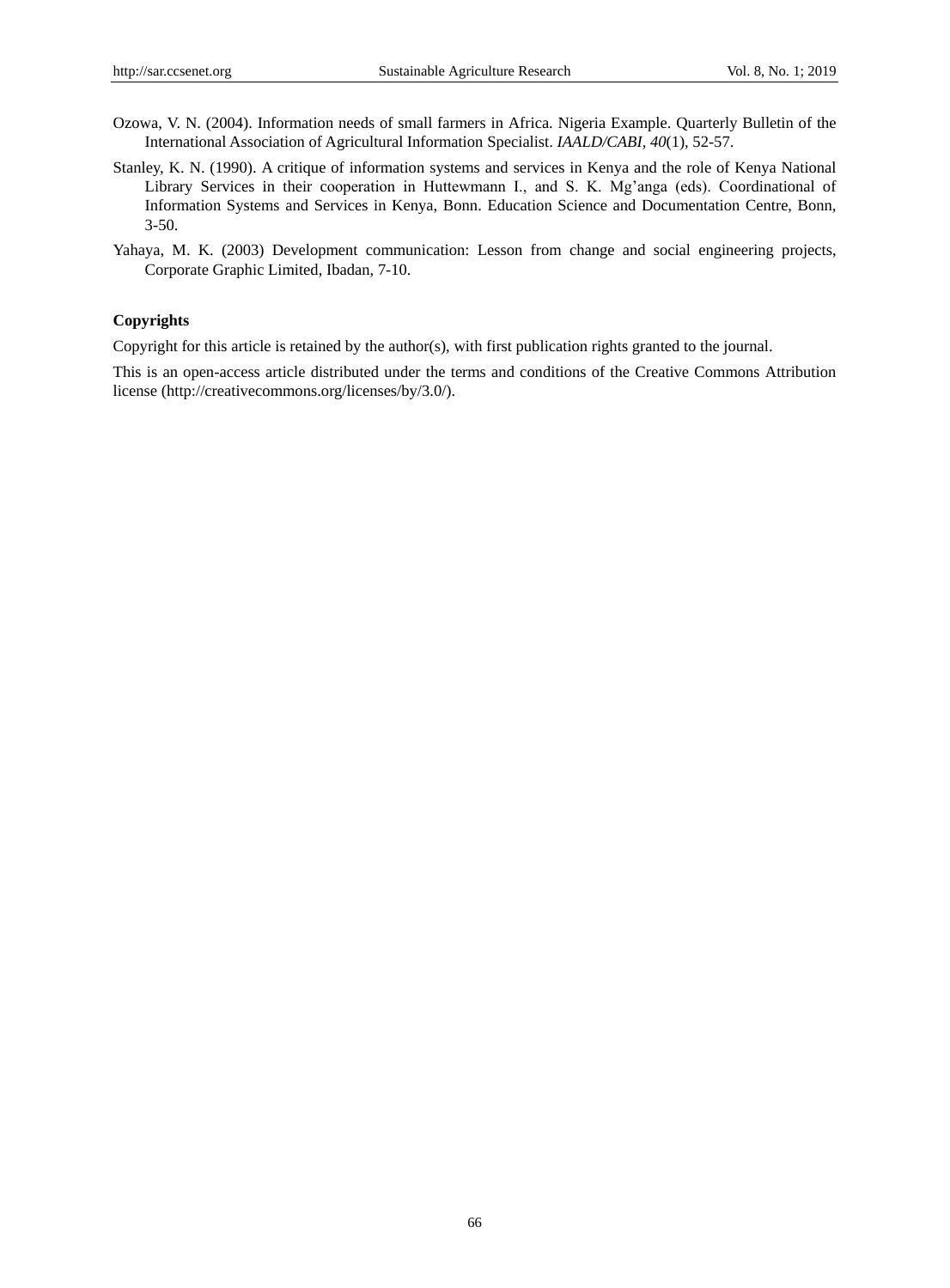Ozowa, V. N. (2004). Information needs of small farmers in Africa. Nigeria Example. Quarterly Bulletin of the International Association of Agricultural Information Specialist. *IAALD/CABI, 40*(1), 52-57.

Stanley, K. N. (1990). A critique of information systems and services in Kenya and the role of Kenya National Library Services in their cooperation in Huttewmann I., and S. K. Mg'anga (eds). Coordinational of Information Systems and Services in Kenya, Bonn. Education Science and Documentation Centre, Bonn, 3-50.

Yahaya, M. K. (2003) Development communication: Lesson from change and social engineering projects, Corporate Graphic Limited, Ibadan, 7-10.

### Copyrights

Copyright for this article is retained by the author(s), with first publication rights granted to the journal.

This is an open-access article distributed under the terms and conditions of the Creative Commons Attribution license (http://creativecommons.org/licenses/by/3.0/).